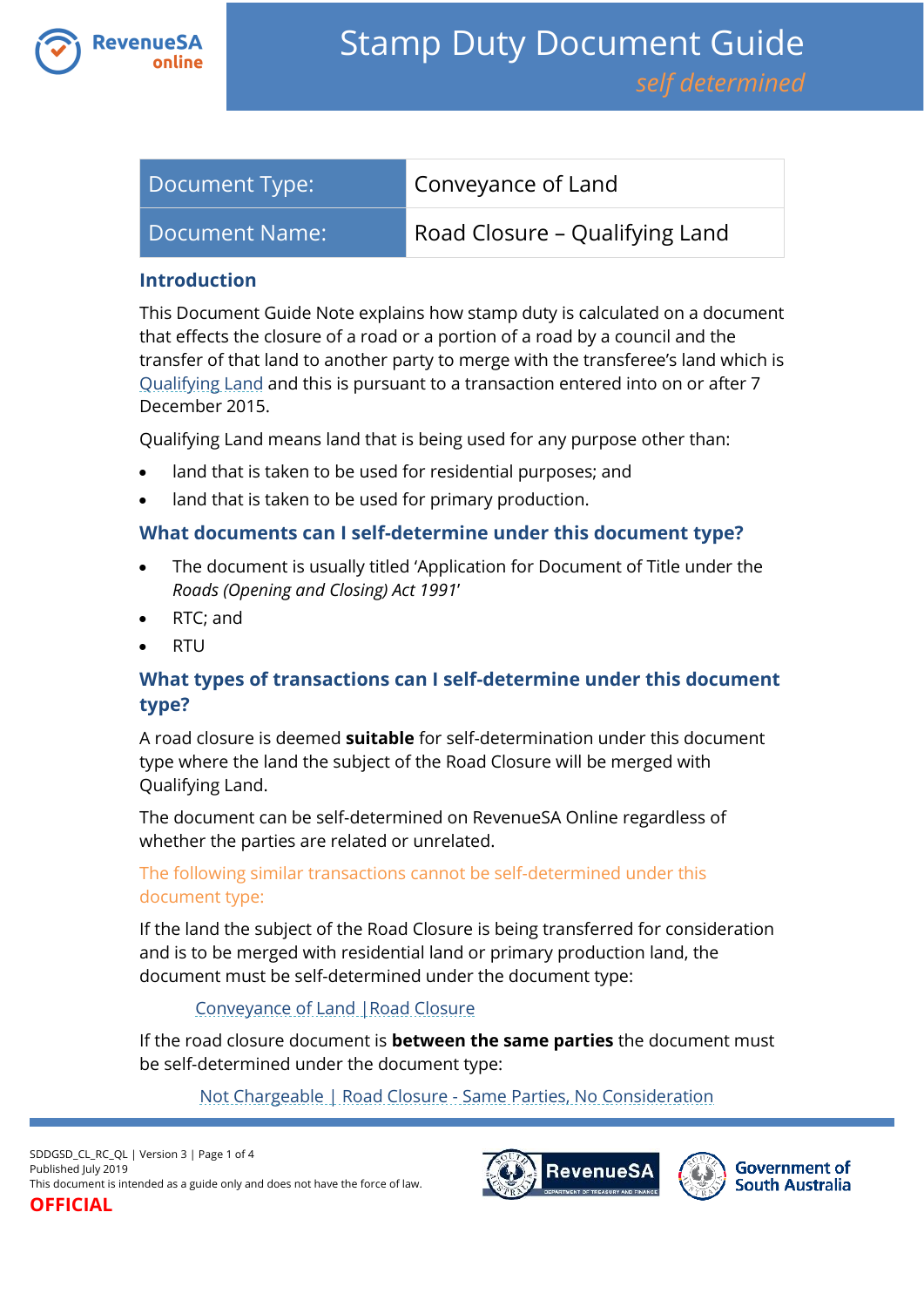# Stamp Duty Document Guide

*self determined*

| Document Type: | Conveyance of Land |
|---|---|
| Document Name: | Road Closure – Qualifying Land |

## Introduction

This Document Guide Note explains how stamp duty is calculated on a document that effects the closure of a road or a portion of a road by a council and the transfer of that land to another party to merge with the transferee's land which is Qualifying Land and this is pursuant to a transaction entered into on or after 7 December 2015.

Qualifying Land means land that is being used for any purpose other than:

- land that is taken to be used for residential purposes; and
- land that is taken to be used for primary production.

## What documents can I self-determine under this document type?

- The document is usually titled 'Application for Document of Title under the *Roads (Opening and Closing) Act 1991*'
- RTC; and
- RTU

## What types of transactions can I self-determine under this document type?

A road closure is deemed **suitable** for self-determination under this document type where the land the subject of the Road Closure will be merged with Qualifying Land.

The document can be self-determined on RevenueSA Online regardless of whether the parties are related or unrelated.

The following similar transactions cannot be self-determined under this document type:

If the land the subject of the Road Closure is being transferred for consideration and is to be merged with residential land or primary production land, the document must be self-determined under the document type:

Conveyance of Land | Road Closure

If the road closure document is **between the same parties** the document must be self-determined under the document type:

Not Chargeable | Road Closure - Same Parties, No Consideration

SDDGSD_CL_RC_QL | Version 3
Published July 2019
This document is intended as a guide only and does not have the force of law.

OFFICIAL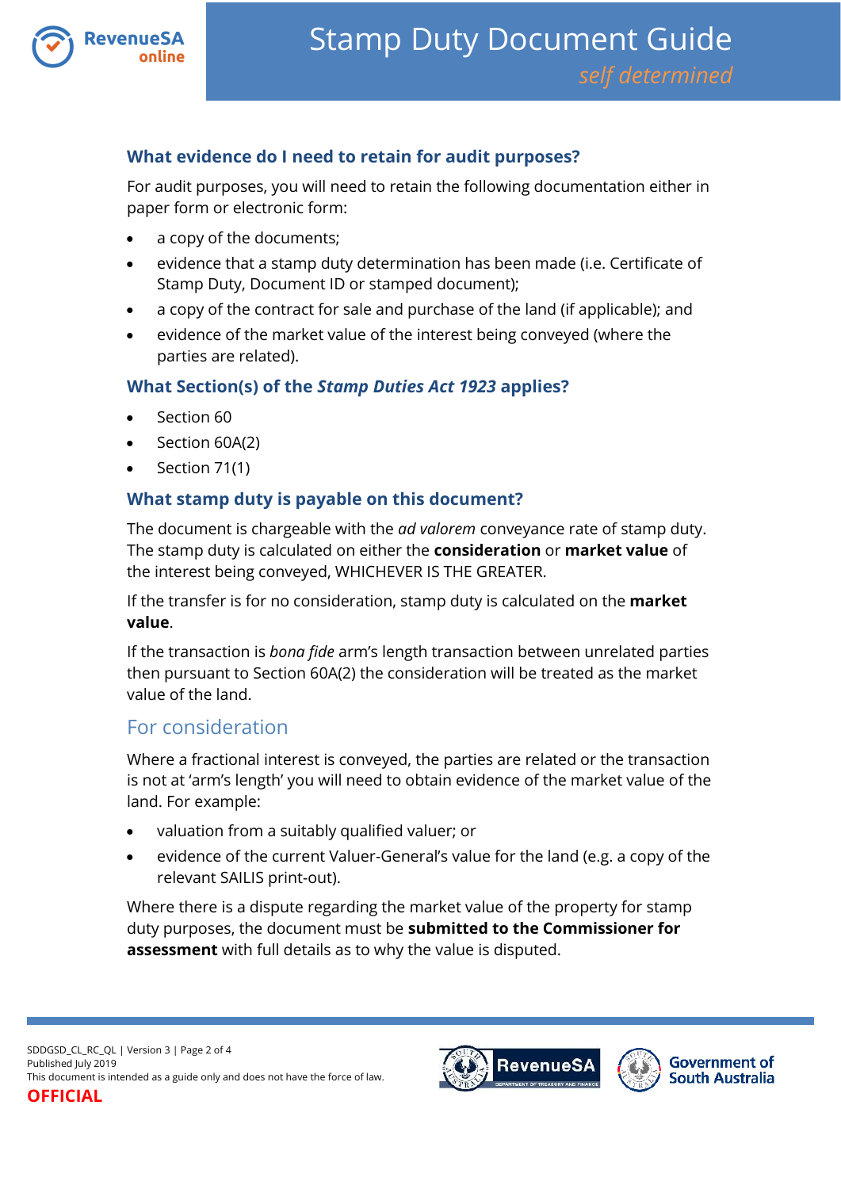## What evidence do I need to retain for audit purposes?

For audit purposes, you will need to retain the following documentation either in paper form or electronic form:

- a copy of the documents;
- evidence that a stamp duty determination has been made (i.e. Certificate of Stamp Duty, Document ID or stamped document);
- a copy of the contract for sale and purchase of the land (if applicable); and
- evidence of the market value of the interest being conveyed (where the parties are related).

## What Section(s) of the *Stamp Duties Act 1923* applies?

- Section 60
- Section 60A(2)
- Section 71(1)

## What stamp duty is payable on this document?

The document is chargeable with the *ad valorem* conveyance rate of stamp duty. The stamp duty is calculated on either the **consideration** or **market value** of the interest being conveyed, WHICHEVER IS THE GREATER.

If the transfer is for no consideration, stamp duty is calculated on the **market value**.

If the transaction is *bona fide* arm's length transaction between unrelated parties then pursuant to Section 60A(2) the consideration will be treated as the market value of the land.

## For consideration

Where a fractional interest is conveyed, the parties are related or the transaction is not at 'arm's length' you will need to obtain evidence of the market value of the land. For example:

- valuation from a suitably qualified valuer; or
- evidence of the current Valuer-General's value for the land (e.g. a copy of the relevant SAILIS print-out).

Where there is a dispute regarding the market value of the property for stamp duty purposes, the document must be **submitted to the Commissioner for assessment** with full details as to why the value is disputed.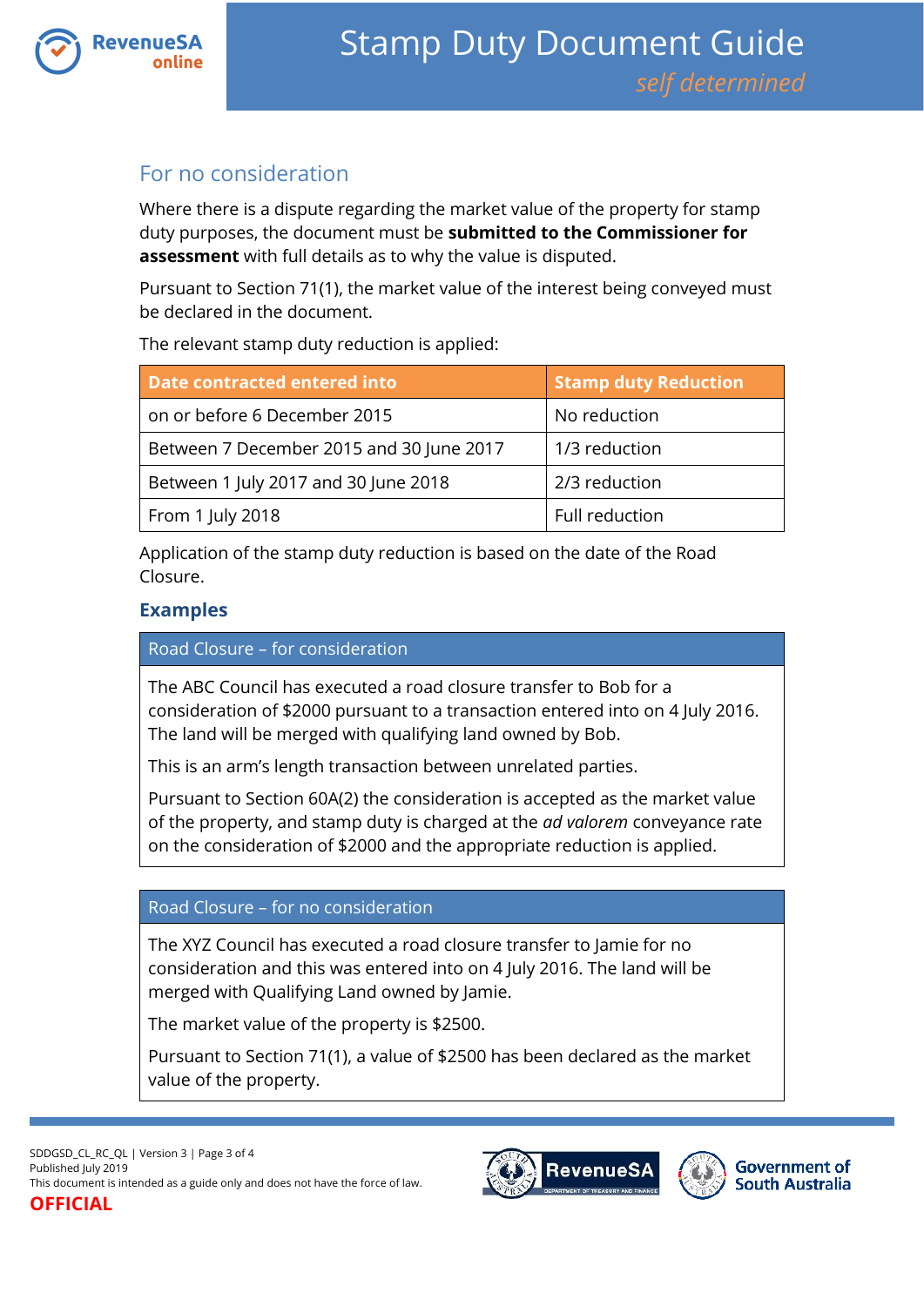## For no consideration

Where there is a dispute regarding the market value of the property for stamp duty purposes, the document must be **submitted to the Commissioner for assessment** with full details as to why the value is disputed.

Pursuant to Section 71(1), the market value of the interest being conveyed must be declared in the document.

The relevant stamp duty reduction is applied:

| Date contracted entered into | Stamp duty Reduction |
|---|---|
| on or before 6 December 2015 | No reduction |
| Between 7 December 2015 and 30 June 2017 | 1/3 reduction |
| Between 1 July 2017 and 30 June 2018 | 2/3 reduction |
| From 1 July 2018 | Full reduction |

Application of the stamp duty reduction is based on the date of the Road Closure.

### Examples

**Road Closure – for consideration**

The ABC Council has executed a road closure transfer to Bob for a consideration of $2000 pursuant to a transaction entered into on 4 July 2016. The land will be merged with qualifying land owned by Bob.

This is an arm's length transaction between unrelated parties.

Pursuant to Section 60A(2) the consideration is accepted as the market value of the property, and stamp duty is charged at the *ad valorem* conveyance rate on the consideration of $2000 and the appropriate reduction is applied.

**Road Closure – for no consideration**

The XYZ Council has executed a road closure transfer to Jamie for no consideration and this was entered into on 4 July 2016. The land will be merged with Qualifying Land owned by Jamie.

The market value of the property is $2500.

Pursuant to Section 71(1), a value of $2500 has been declared as the market value of the property.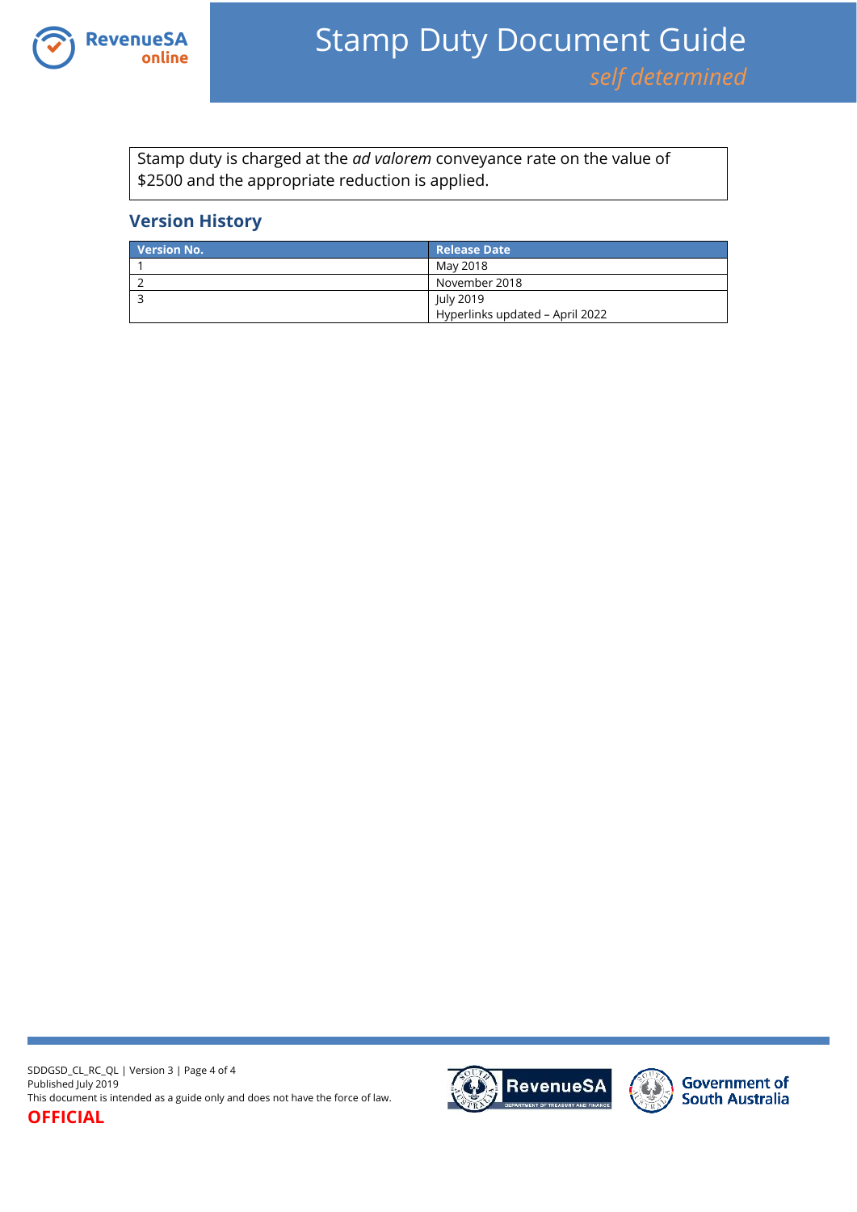Stamp duty is charged at the *ad valorem* conveyance rate on the value of $2500 and the appropriate reduction is applied.

## Version History

| Version No. | Release Date |
|---|---|
| 1 | May 2018 |
| 2 | November 2018 |
| 3 | July 2019<br>Hyperlinks updated – April 2022 |